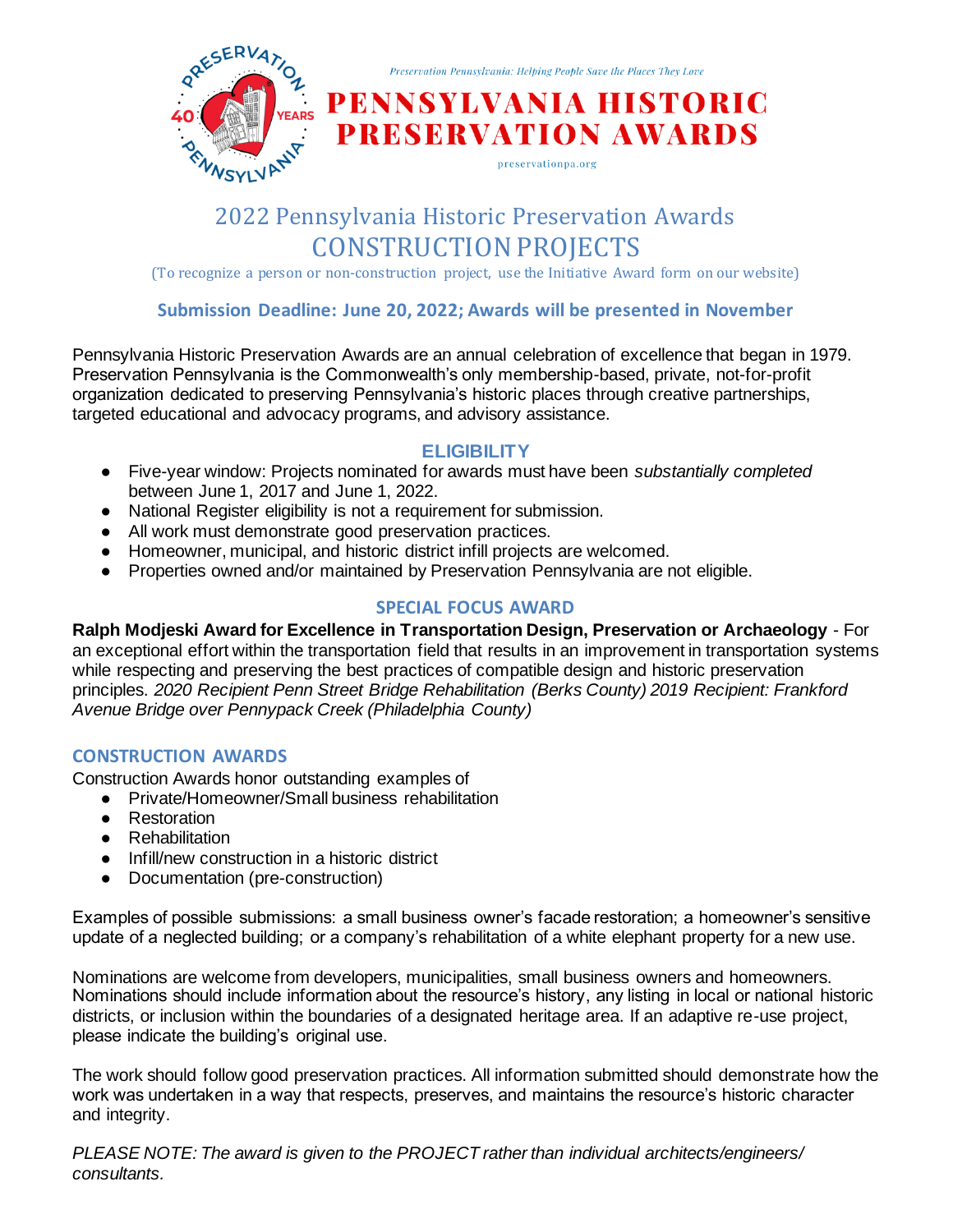*Preservation Pennsylvania: Helping People Save the Places They Love*

# PENNSYLVANIA HISTORIC PRESERVATION AWARDS

preservationpa.org

## 2022 Pennsylvania Historic Preservation Awards
## CONSTRUCTION PROJECTS

(To recognize a person or non-construction project, use the Initiative Award form on our website)

**Submission Deadline: June 20, 2022; Awards will be presented in November**

Pennsylvania Historic Preservation Awards are an annual celebration of excellence that began in 1979. Preservation Pennsylvania is the Commonwealth's only membership-based, private, not-for-profit organization dedicated to preserving Pennsylvania's historic places through creative partnerships, targeted educational and advocacy programs, and advisory assistance.

### ELIGIBILITY

- Five-year window: Projects nominated for awards must have been *substantially completed* between June 1, 2017 and June 1, 2022.
- National Register eligibility is not a requirement for submission.
- All work must demonstrate good preservation practices.
- Homeowner, municipal, and historic district infill projects are welcomed.
- Properties owned and/or maintained by Preservation Pennsylvania are not eligible.

### SPECIAL FOCUS AWARD

**Ralph Modjeski Award for Excellence in Transportation Design, Preservation or Archaeology** - For an exceptional effort within the transportation field that results in an improvement in transportation systems while respecting and preserving the best practices of compatible design and historic preservation principles. *2020 Recipient Penn Street Bridge Rehabilitation (Berks County) 2019 Recipient: Frankford Avenue Bridge over Pennypack Creek (Philadelphia County)*

### CONSTRUCTION AWARDS

Construction Awards honor outstanding examples of

- Private/Homeowner/Small business rehabilitation
- Restoration
- Rehabilitation
- Infill/new construction in a historic district
- Documentation (pre-construction)

Examples of possible submissions: a small business owner's facade restoration; a homeowner's sensitive update of a neglected building; or a company's rehabilitation of a white elephant property for a new use.

Nominations are welcome from developers, municipalities, small business owners and homeowners. Nominations should include information about the resource's history, any listing in local or national historic districts, or inclusion within the boundaries of a designated heritage area. If an adaptive re-use project, please indicate the building's original use.

The work should follow good preservation practices. All information submitted should demonstrate how the work was undertaken in a way that respects, preserves, and maintains the resource's historic character and integrity.

*PLEASE NOTE: The award is given to the PROJECT rather than individual architects/engineers/ consultants.*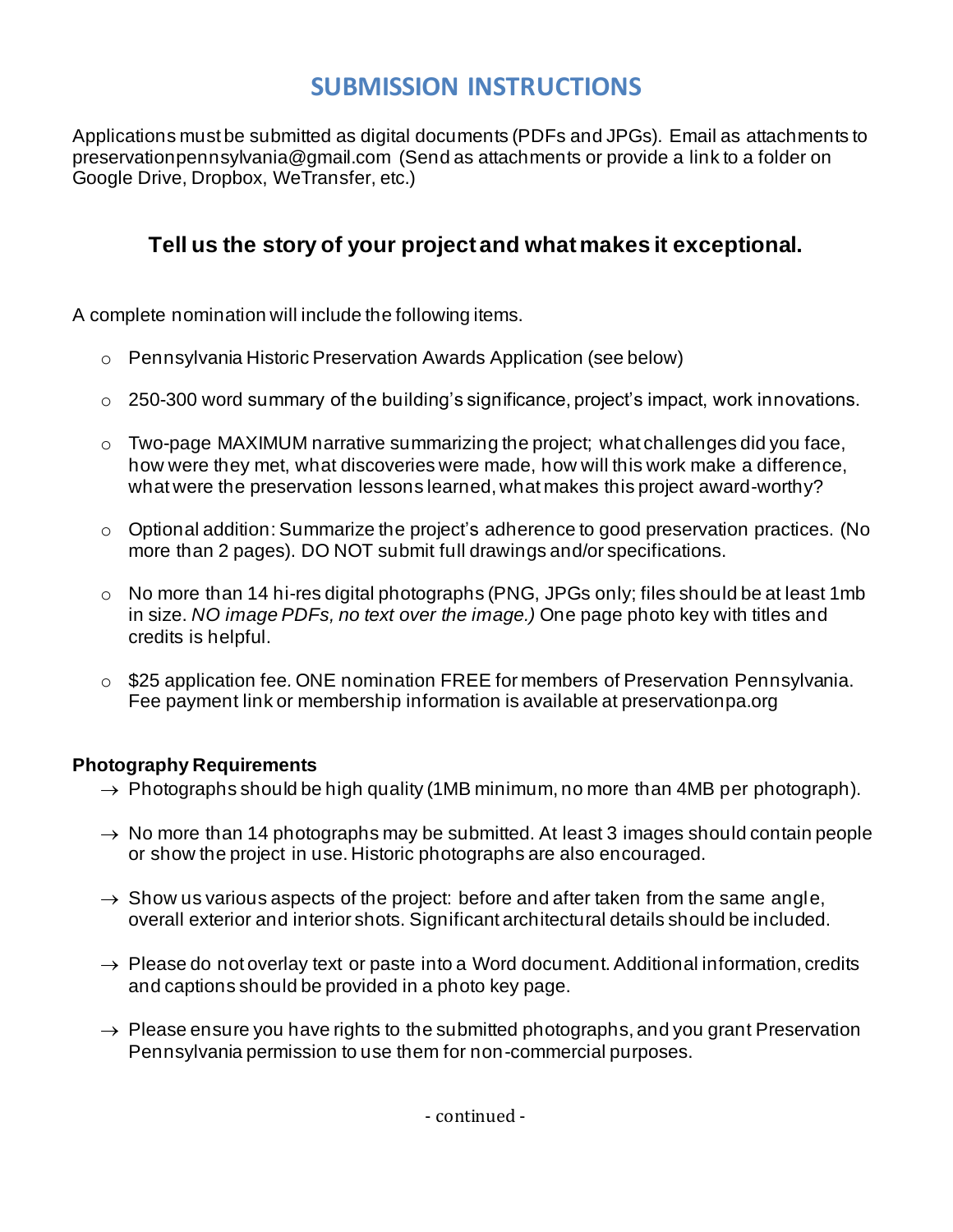## SUBMISSION INSTRUCTIONS

Applications must be submitted as digital documents (PDFs and JPGs). Email as attachments to preservationpennsylvania@gmail.com (Send as attachments or provide a link to a folder on Google Drive, Dropbox, WeTransfer, etc.)

### Tell us the story of your project and what makes it exceptional.

A complete nomination will include the following items.

- Pennsylvania Historic Preservation Awards Application (see below)
- 250-300 word summary of the building's significance, project's impact, work innovations.
- Two-page MAXIMUM narrative summarizing the project; what challenges did you face, how were they met, what discoveries were made, how will this work make a difference, what were the preservation lessons learned, what makes this project award-worthy?
- Optional addition: Summarize the project's adherence to good preservation practices. (No more than 2 pages). DO NOT submit full drawings and/or specifications.
- No more than 14 hi-res digital photographs (PNG, JPGs only; files should be at least 1mb in size. *NO image PDFs, no text over the image.)* One page photo key with titles and credits is helpful.
- $25 application fee. ONE nomination FREE for members of Preservation Pennsylvania. Fee payment link or membership information is available at preservationpa.org

**Photography Requirements**

- → Photographs should be high quality (1MB minimum, no more than 4MB per photograph).
- → No more than 14 photographs may be submitted. At least 3 images should contain people or show the project in use. Historic photographs are also encouraged.
- → Show us various aspects of the project: before and after taken from the same angle, overall exterior and interior shots. Significant architectural details should be included.
- → Please do not overlay text or paste into a Word document. Additional information, credits and captions should be provided in a photo key page.
- → Please ensure you have rights to the submitted photographs, and you grant Preservation Pennsylvania permission to use them for non-commercial purposes.

- continued -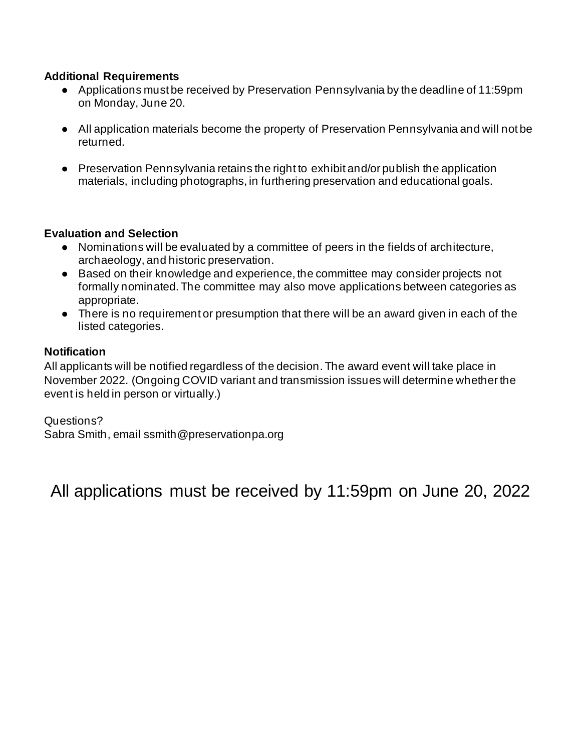**Additional Requirements**

- Applications must be received by Preservation Pennsylvania by the deadline of 11:59pm on Monday, June 20.
- All application materials become the property of Preservation Pennsylvania and will not be returned.
- Preservation Pennsylvania retains the right to exhibit and/or publish the application materials, including photographs, in furthering preservation and educational goals.

**Evaluation and Selection**

- Nominations will be evaluated by a committee of peers in the fields of architecture, archaeology, and historic preservation.
- Based on their knowledge and experience, the committee may consider projects not formally nominated. The committee may also move applications between categories as appropriate.
- There is no requirement or presumption that there will be an award given in each of the listed categories.

**Notification**

All applicants will be notified regardless of the decision. The award event will take place in November 2022. (Ongoing COVID variant and transmission issues will determine whether the event is held in person or virtually.)

Questions?
Sabra Smith, email ssmith@preservationpa.org

## All applications must be received by 11:59pm on June 20, 2022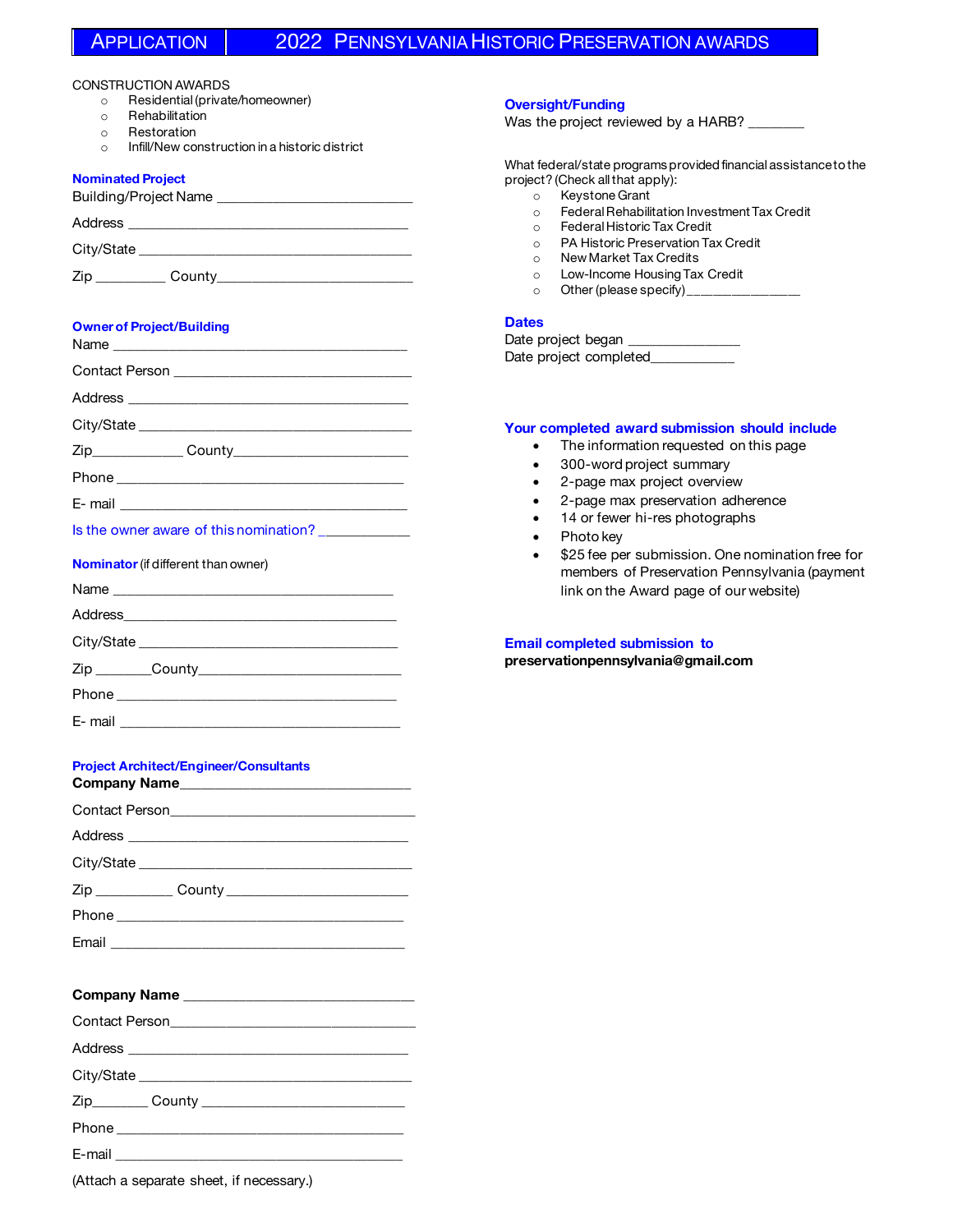# APPLICATION 2022 PENNSYLVANIA HISTORIC PRESERVATION AWARDS

CONSTRUCTION AWARDS

- Residential (private/homeowner)
- Rehabilitation
- Restoration
- Infill/New construction in a historic district

### Nominated Project

Building/Project Name ___________________________

Address ___________________________

City/State ___________________________

Zip _________ County ___________________________

### Owner of Project/Building

Name ___________________________

Contact Person ___________________________

Address ___________________________

City/State ___________________________

Zip ____________ County ___________________________

Phone ___________________________

E- mail ___________________________

Is the owner aware of this nomination? ____________

### Nominator (if different than owner)

Name ___________________________

Address ___________________________

City/State ___________________________

Zip _______ County ___________________________

Phone ___________________________

E- mail ___________________________

### Project Architect/Engineer/Consultants

**Company Name** ___________________________

Contact Person ___________________________

Address ___________________________

City/State ___________________________

Zip __________ County ___________________________

Phone ___________________________

Email ___________________________

**Company Name** ___________________________

Contact Person ___________________________

Address ___________________________

City/State ___________________________

Zip _______ County ___________________________

Phone ___________________________

E-mail ___________________________

(Attach a separate sheet, if necessary.)

### Oversight/Funding

Was the project reviewed by a HARB? ________

What federal/state programs provided financial assistance to the project? (Check all that apply):

- Keystone Grant
- Federal Rehabilitation Investment Tax Credit
- Federal Historic Tax Credit
- PA Historic Preservation Tax Credit
- New Market Tax Credits
- Low-Income Housing Tax Credit
- Other (please specify) ________________

### Dates

Date project began _______________

Date project completed ____________

### Your completed award submission should include

- The information requested on this page
- 300-word project summary
- 2-page max project overview
- 2-page max preservation adherence
- 14 or fewer hi-res photographs
- Photo key
- $25 fee per submission. One nomination free for members of Preservation Pennsylvania (payment link on the Award page of our website)

### Email completed submission to

**preservationpennsylvania@gmail.com**